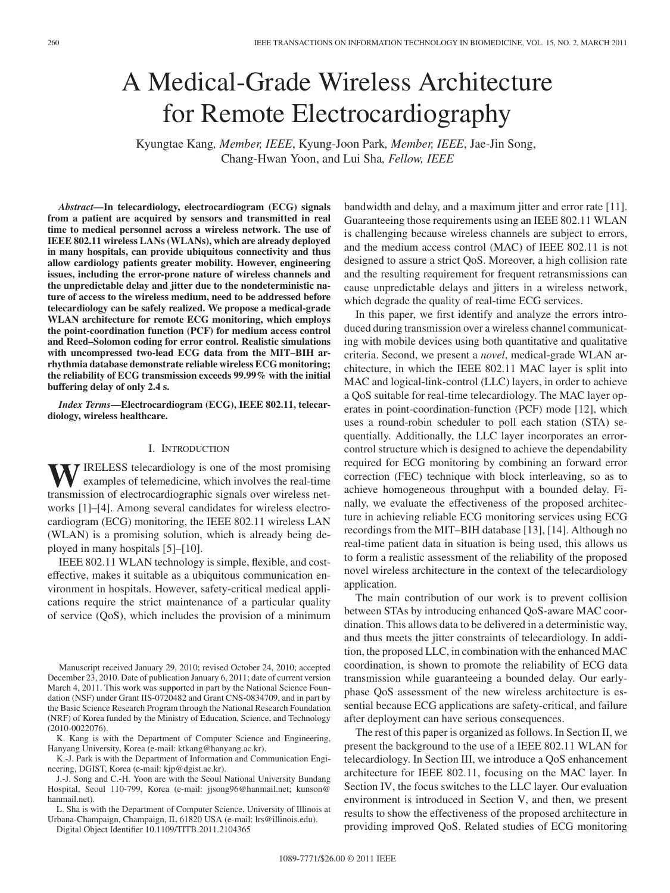# A Medical-Grade Wireless Architecture for Remote Electrocardiography

Kyungtae Kang, *Member, IEEE*, Kyung-Joon Park, *Member, IEEE*, Jae-Jin Song, Chang-Hwan Yoon, and Lui Sha, *Fellow, IEEE*

***Abstract*—In telecardiology, electrocardiogram (ECG) signals from a patient are acquired by sensors and transmitted in real time to medical personnel across a wireless network. The use of IEEE 802.11 wireless LANs (WLANs), which are already deployed in many hospitals, can provide ubiquitous connectivity and thus allow cardiology patients greater mobility. However, engineering issues, including the error-prone nature of wireless channels and the unpredictable delay and jitter due to the nondeterministic nature of access to the wireless medium, need to be addressed before telecardiology can be safely realized. We propose a medical-grade WLAN architecture for remote ECG monitoring, which employs the point-coordination function (PCF) for medium access control and Reed–Solomon coding for error control. Realistic simulations with uncompressed two-lead ECG data from the MIT–BIH arrhythmia database demonstrate reliable wireless ECG monitoring; the reliability of ECG transmission exceeds 99.99% with the initial buffering delay of only 2.4 s.**

***Index Terms*—Electrocardiogram (ECG), IEEE 802.11, telecardiology, wireless healthcare.**

## I. Introduction

Wireless telecardiology is one of the most promising examples of telemedicine, which involves the real-time transmission of electrocardiographic signals over wireless networks [1]–[4]. Among several candidates for wireless electrocardiogram (ECG) monitoring, the IEEE 802.11 wireless LAN (WLAN) is a promising solution, which is already being deployed in many hospitals [5]–[10].

IEEE 802.11 WLAN technology is simple, flexible, and cost-effective, makes it suitable as a ubiquitous communication environment in hospitals. However, safety-critical medical applications require the strict maintenance of a particular quality of service (QoS), which includes the provision of a minimum bandwidth and delay, and a maximum jitter and error rate [11]. Guaranteeing those requirements using an IEEE 802.11 WLAN is challenging because wireless channels are subject to errors, and the medium access control (MAC) of IEEE 802.11 is not designed to assure a strict QoS. Moreover, a high collision rate and the resulting requirement for frequent retransmissions can cause unpredictable delays and jitters in a wireless network, which degrade the quality of real-time ECG services.

In this paper, we first identify and analyze the errors introduced during transmission over a wireless channel communicating with mobile devices using both quantitative and qualitative criteria. Second, we present a *novel*, medical-grade WLAN architecture, in which the IEEE 802.11 MAC layer is split into MAC and logical-link-control (LLC) layers, in order to achieve a QoS suitable for real-time telecardiology. The MAC layer operates in point-coordination-function (PCF) mode [12], which uses a round-robin scheduler to poll each station (STA) sequentially. Additionally, the LLC layer incorporates an error-control structure which is designed to achieve the dependability required for ECG monitoring by combining an forward error correction (FEC) technique with block interleaving, so as to achieve homogeneous throughput with a bounded delay. Finally, we evaluate the effectiveness of the proposed architecture in achieving reliable ECG monitoring services using ECG recordings from the MIT–BIH database [13], [14]. Although no real-time patient data in situation is being used, this allows us to form a realistic assessment of the reliability of the proposed novel wireless architecture in the context of the telecardiology application.

The main contribution of our work is to prevent collision between STAs by introducing enhanced QoS-aware MAC coordination. This allows data to be delivered in a deterministic way, and thus meets the jitter constraints of telecardiology. In addition, the proposed LLC, in combination with the enhanced MAC coordination, is shown to promote the reliability of ECG data transmission while guaranteeing a bounded delay. Our early-phase QoS assessment of the new wireless architecture is essential because ECG applications are safety-critical, and failure after deployment can have serious consequences.

The rest of this paper is organized as follows. In Section II, we present the background to the use of a IEEE 802.11 WLAN for telecardiology. In Section III, we introduce a QoS enhancement architecture for IEEE 802.11, focusing on the MAC layer. In Section IV, the focus switches to the LLC layer. Our evaluation environment is introduced in Section V, and then, we present results to show the effectiveness of the proposed architecture in providing improved QoS. Related studies of ECG monitoring

---

Manuscript received January 29, 2010; revised October 24, 2010; accepted December 23, 2010. Date of publication January 6, 2011; date of current version March 4, 2011. This work was supported in part by the National Science Foundation (NSF) under Grant IIS-0720482 and Grant CNS-0834709, and in part by the Basic Science Research Program through the National Research Foundation (NRF) of Korea funded by the Ministry of Education, Science, and Technology (2010-0022076).

K. Kang is with the Department of Computer Science and Engineering, Hanyang University, Korea (e-mail: ktkang@hanyang.ac.kr).

K.-J. Park is with the Department of Information and Communication Engineering, DGIST, Korea (e-mail: kjp@dgist.ac.kr).

J.-J. Song and C.-H. Yoon are with the Seoul National University Bundang Hospital, Seoul 110-799, Korea (e-mail: jjsong96@hanmail.net; kunson@hanmail.net).

L. Sha is with the Department of Computer Science, University of Illinois at Urbana-Champaign, Champaign, IL 61820 USA (e-mail: lrs@illinois.edu).

Digital Object Identifier 10.1109/TITB.2011.2104365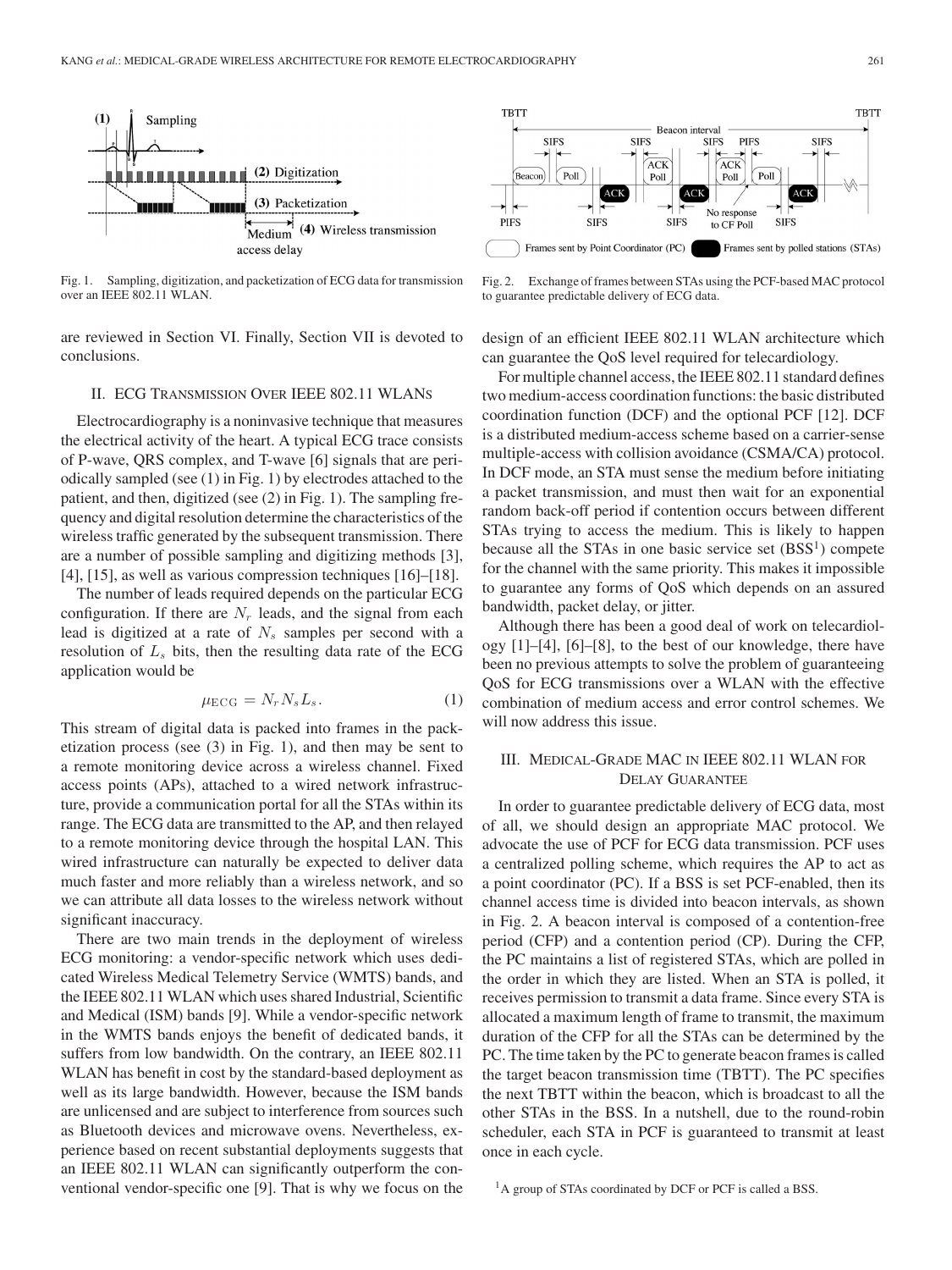(1) Sampling

(2) Digitization

(3) Packetization

(4) Wireless transmission

Medium access delay

Fig. 1. Sampling, digitization, and packetization of ECG data for transmission over an IEEE 802.11 WLAN.

TBTT

Beacon interval

SIFS SIFS SIFS PIFS SIFS

Beacon Poll ACK Poll ACK Poll Poll

ACK ACK ACK

PIFS SIFS SIFS No response to CF Poll SIFS

Frames sent by Point Coordinator (PC) Frames sent by polled stations (STAs)

Fig. 2. Exchange of frames between STAs using the PCF-based MAC protocol to guarantee predictable delivery of ECG data.

are reviewed in Section VI. Finally, Section VII is devoted to conclusions.

## II. ECG Transmission Over IEEE 802.11 WLANs

Electrocardiography is a noninvasive technique that measures the electrical activity of the heart. A typical ECG trace consists of P-wave, QRS complex, and T-wave [6] signals that are periodically sampled (see (1) in Fig. 1) by electrodes attached to the patient, and then, digitized (see (2) in Fig. 1). The sampling frequency and digital resolution determine the characteristics of the wireless traffic generated by the subsequent transmission. There are a number of possible sampling and digitizing methods [3], [4], [15], as well as various compression techniques [16]–[18].

The number of leads required depends on the particular ECG configuration. If there are $N_r$ leads, and the signal from each lead is digitized at a rate of $N_s$ samples per second with a resolution of $L_s$ bits, then the resulting data rate of the ECG application would be

$$\mu_{\mathrm{ECG}} = N_r N_s L_s. \tag{1}$$

This stream of digital data is packed into frames in the packetization process (see (3) in Fig. 1), and then may be sent to a remote monitoring device across a wireless channel. Fixed access points (APs), attached to a wired network infrastructure, provide a communication portal for all the STAs within its range. The ECG data are transmitted to the AP, and then relayed to a remote monitoring device through the hospital LAN. This wired infrastructure can naturally be expected to deliver data much faster and more reliably than a wireless network, and so we can attribute all data losses to the wireless network without significant inaccuracy.

There are two main trends in the deployment of wireless ECG monitoring: a vendor-specific network which uses dedicated Wireless Medical Telemetry Service (WMTS) bands, and the IEEE 802.11 WLAN which uses shared Industrial, Scientific and Medical (ISM) bands [9]. While a vendor-specific network in the WMTS bands enjoys the benefit of dedicated bands, it suffers from low bandwidth. On the contrary, an IEEE 802.11 WLAN has benefit in cost by the standard-based deployment as well as its large bandwidth. However, because the ISM bands are unlicensed and are subject to interference from sources such as Bluetooth devices and microwave ovens. Nevertheless, experience based on recent substantial deployments suggests that an IEEE 802.11 WLAN can significantly outperform the conventional vendor-specific one [9]. That is why we focus on the design of an efficient IEEE 802.11 WLAN architecture which can guarantee the QoS level required for telecardiology.

For multiple channel access, the IEEE 802.11 standard defines two medium-access coordination functions: the basic distributed coordination function (DCF) and the optional PCF [12]. DCF is a distributed medium-access scheme based on a carrier-sense multiple-access with collision avoidance (CSMA/CA) protocol. In DCF mode, an STA must sense the medium before initiating a packet transmission, and must then wait for an exponential random back-off period if contention occurs between different STAs trying to access the medium. This is likely to happen because all the STAs in one basic service set (BSS[1]) compete for the channel with the same priority. This makes it impossible to guarantee any forms of QoS which depends on an assured bandwidth, packet delay, or jitter.

Although there has been a good deal of work on telecardiology [1]–[4], [6]–[8], to the best of our knowledge, there have been no previous attempts to solve the problem of guaranteeing QoS for ECG transmissions over a WLAN with the effective combination of medium access and error control schemes. We will now address this issue.

## III. Medical-Grade MAC in IEEE 802.11 WLAN for Delay Guarantee

In order to guarantee predictable delivery of ECG data, most of all, we should design an appropriate MAC protocol. We advocate the use of PCF for ECG data transmission. PCF uses a centralized polling scheme, which requires the AP to act as a point coordinator (PC). If a BSS is set PCF-enabled, then its channel access time is divided into beacon intervals, as shown in Fig. 2. A beacon interval is composed of a contention-free period (CFP) and a contention period (CP). During the CFP, the PC maintains a list of registered STAs, which are polled in the order in which they are listed. When an STA is polled, it receives permission to transmit a data frame. Since every STA is allocated a maximum length of frame to transmit, the maximum duration of the CFP for all the STAs can be determined by the PC. The time taken by the PC to generate beacon frames is called the target beacon transmission time (TBTT). The PC specifies the next TBTT within the beacon, which is broadcast to all the other STAs in the BSS. In a nutshell, due to the round-robin scheduler, each STA in PCF is guaranteed to transmit at least once in each cycle.

[1] A group of STAs coordinated by DCF or PCF is called a BSS.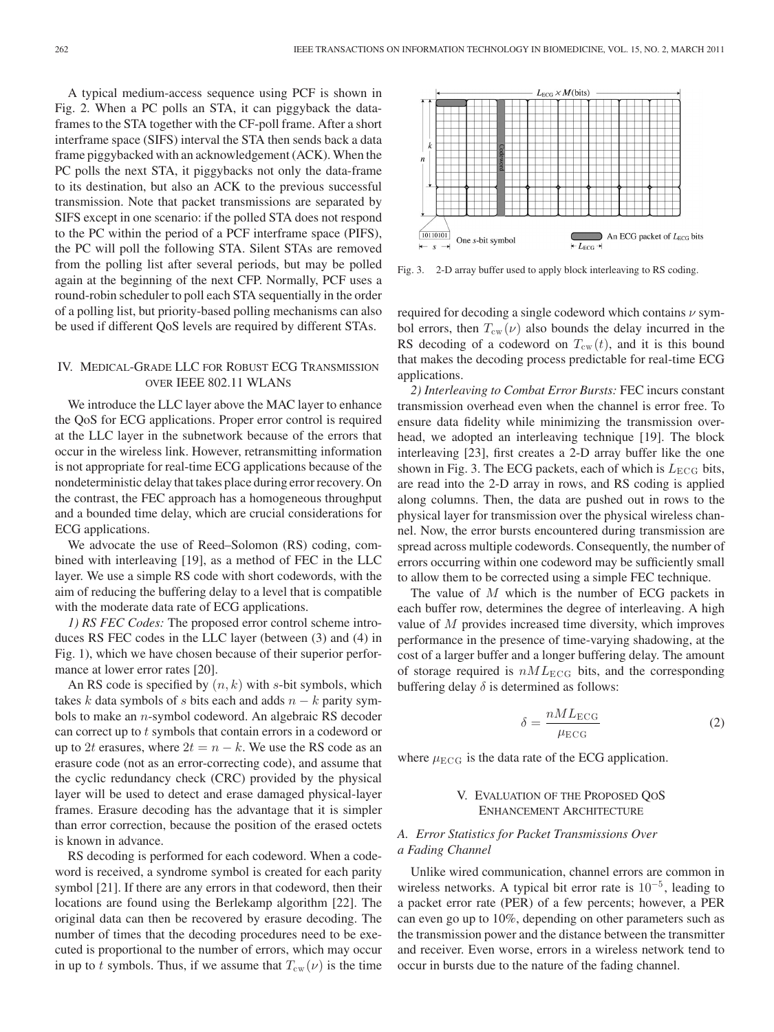A typical medium-access sequence using PCF is shown in Fig. 2. When a PC polls an STA, it can piggyback the data-frames to the STA together with the CF-poll frame. After a short interframe space (SIFS) interval the STA then sends back a data frame piggybacked with an acknowledgement (ACK). When the PC polls the next STA, it piggybacks not only the data-frame to its destination, but also an ACK to the previous successful transmission. Note that packet transmissions are separated by SIFS except in one scenario: if the polled STA does not respond to the PC within the period of a PCF interframe space (PIFS), the PC will poll the following STA. Silent STAs are removed from the polling list after several periods, but may be polled again at the beginning of the next CFP. Normally, PCF uses a round-robin scheduler to poll each STA sequentially in the order of a polling list, but priority-based polling mechanisms can also be used if different QoS levels are required by different STAs.

## IV. Medical-Grade LLC for Robust ECG Transmission over IEEE 802.11 WLANs

We introduce the LLC layer above the MAC layer to enhance the QoS for ECG applications. Proper error control is required at the LLC layer in the subnetwork because of the errors that occur in the wireless link. However, retransmitting information is not appropriate for real-time ECG applications because of the nondeterministic delay that takes place during error recovery. On the contrast, the FEC approach has a homogeneous throughput and a bounded time delay, which are crucial considerations for ECG applications.

We advocate the use of Reed–Solomon (RS) coding, combined with interleaving [19], as a method of FEC in the LLC layer. We use a simple RS code with short codewords, with the aim of reducing the buffering delay to a level that is compatible with the moderate data rate of ECG applications.

*1) RS FEC Codes:* The proposed error control scheme introduces RS FEC codes in the LLC layer (between (3) and (4) in Fig. 1), which we have chosen because of their superior performance at lower error rates [20].

An RS code is specified by $(n, k)$ with $s$-bit symbols, which takes $k$ data symbols of $s$ bits each and adds $n - k$ parity symbols to make an $n$-symbol codeword. An algebraic RS decoder can correct up to $t$ symbols that contain errors in a codeword or up to $2t$ erasures, where $2t = n - k$. We use the RS code as an erasure code (not as an error-correcting code), and assume that the cyclic redundancy check (CRC) provided by the physical layer will be used to detect and erase damaged physical-layer frames. Erasure decoding has the advantage that it is simpler than error correction, because the position of the erased octets is known in advance.

RS decoding is performed for each codeword. When a codeword is received, a syndrome symbol is created for each parity symbol [21]. If there are any errors in that codeword, then their locations are found using the Berlekamp algorithm [22]. The original data can then be recovered by erasure decoding. The number of times that the decoding procedures need to be executed is proportional to the number of errors, which may occur in up to $t$ symbols. Thus, if we assume that $T_{\rm cw}(\nu)$ is the time required for decoding a single codeword which contains $\nu$ symbol errors, then $T_{\rm cw}(\nu)$ also bounds the delay incurred in the RS decoding of a codeword on $T_{\rm cw}(t)$, and it is this bound that makes the decoding process predictable for real-time ECG applications.

$L_{\rm ECG} \times M$ (bits)

$k$

$n$

Codeword

10110101

One $s$-bit symbol

$s$

An ECG packet of $L_{\rm ECG}$ bits

$L_{\rm ECG}$

Fig. 3. 2-D array buffer used to apply block interleaving to RS coding.

*2) Interleaving to Combat Error Bursts:* FEC incurs constant transmission overhead even when the channel is error free. To ensure data fidelity while minimizing the transmission overhead, we adopted an interleaving technique [19]. The block interleaving [23], first creates a 2-D array buffer like the one shown in Fig. 3. The ECG packets, each of which is $L_{\rm ECG}$ bits, are read into the 2-D array in rows, and RS coding is applied along columns. Then, the data are pushed out in rows to the physical layer for transmission over the physical wireless channel. Now, the error bursts encountered during transmission are spread across multiple codewords. Consequently, the number of errors occurring within one codeword may be sufficiently small to allow them to be corrected using a simple FEC technique.

The value of $M$ which is the number of ECG packets in each buffer row, determines the degree of interleaving. A high value of $M$ provides increased time diversity, which improves performance in the presence of time-varying shadowing, at the cost of a larger buffer and a longer buffering delay. The amount of storage required is $nML_{\rm ECG}$ bits, and the corresponding buffering delay $\delta$ is determined as follows:

$$\delta = \frac{nML_{\rm ECG}}{\mu_{\rm ECG}} \tag{2}$$

where $\mu_{\rm ECG}$ is the data rate of the ECG application.

## V. Evaluation of the Proposed QoS Enhancement Architecture

### A. Error Statistics for Packet Transmissions Over a Fading Channel

Unlike wired communication, channel errors are common in wireless networks. A typical bit error rate is $10^{-5}$, leading to a packet error rate (PER) of a few percents; however, a PER can even go up to 10%, depending on other parameters such as the transmission power and the distance between the transmitter and receiver. Even worse, errors in a wireless network tend to occur in bursts due to the nature of the fading channel.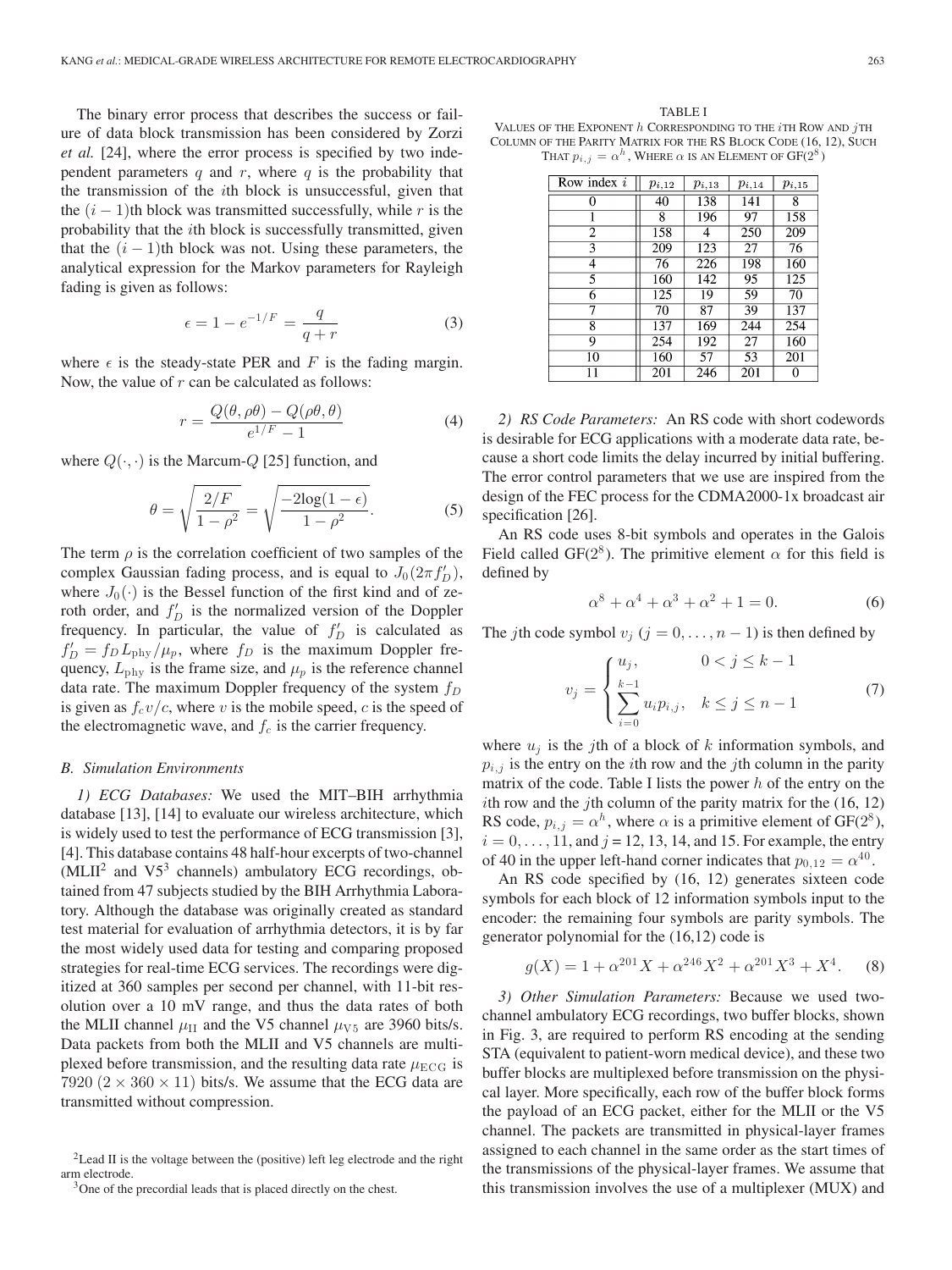The binary error process that describes the success or failure of data block transmission has been considered by Zorzi *et al.* [24], where the error process is specified by two independent parameters $q$ and $r$, where $q$ is the probability that the transmission of the $i$th block is unsuccessful, given that the $(i-1)$th block was transmitted successfully, while $r$ is the probability that the $i$th block is successfully transmitted, given that the $(i-1)$th block was not. Using these parameters, the analytical expression for the Markov parameters for Rayleigh fading is given as follows:

$$\epsilon = 1 - e^{-1/F} = \frac{q}{q+r} \tag{3}$$

where $\epsilon$ is the steady-state PER and $F$ is the fading margin. Now, the value of $r$ can be calculated as follows:

$$r = \frac{Q(\theta, \rho\theta) - Q(\rho\theta, \theta)}{e^{1/F} - 1} \tag{4}$$

where $Q(\cdot, \cdot)$ is the Marcum-$Q$ [25] function, and

$$\theta = \sqrt{\frac{2/F}{1-\rho^2}} = \sqrt{\frac{-2\log(1-\epsilon)}{1-\rho^2}}. \tag{5}$$

The term $\rho$ is the correlation coefficient of two samples of the complex Gaussian fading process, and is equal to $J_0(2\pi f'_D)$, where $J_0(\cdot)$ is the Bessel function of the first kind and of zeroth order, and $f'_D$ is the normalized version of the Doppler frequency. In particular, the value of $f'_D$ is calculated as $f'_D = f_D L_{\text{phy}}/\mu_p$, where $f_D$ is the maximum Doppler frequency, $L_{\text{phy}}$ is the frame size, and $\mu_p$ is the reference channel data rate. The maximum Doppler frequency of the system $f_D$ is given as $f_c v/c$, where $v$ is the mobile speed, $c$ is the speed of the electromagnetic wave, and $f_c$ is the carrier frequency.

### B. Simulation Environments

*1) ECG Databases:* We used the MIT–BIH arrhythmia database [13], [14] to evaluate our wireless architecture, which is widely used to test the performance of ECG transmission [3], [4]. This database contains 48 half-hour excerpts of two-channel (MLII[2] and V5[3] channels) ambulatory ECG recordings, obtained from 47 subjects studied by the BIH Arrhythmia Laboratory. Although the database was originally created as standard test material for evaluation of arrhythmia detectors, it is by far the most widely used data for testing and comparing proposed strategies for real-time ECG services. The recordings were digitized at 360 samples per second per channel, with 11-bit resolution over a 10 mV range, and thus the data rates of both the MLII channel $\mu_{\text{II}}$ and the V5 channel $\mu_{\text{V5}}$ are 3960 bits/s. Data packets from both the MLII and V5 channels are multiplexed before transmission, and the resulting data rate $\mu_{\text{ECG}}$ is 7920 $(2 \times 360 \times 11)$ bits/s. We assume that the ECG data are transmitted without compression.

[2]Lead II is the voltage between the (positive) left leg electrode and the right arm electrode.

[3]One of the precordial leads that is placed directly on the chest.

TABLE I
VALUES OF THE EXPONENT $h$ CORRESPONDING TO THE $i$TH ROW AND $j$TH COLUMN OF THE PARITY MATRIX FOR THE RS BLOCK CODE (16, 12), SUCH THAT $p_{i,j} = \alpha^h$, WHERE $\alpha$ IS AN ELEMENT OF GF($2^8$)

| Row index $i$ | $p_{i,12}$ | $p_{i,13}$ | $p_{i,14}$ | $p_{i,15}$ |
|---|---|---|---|---|
| 0 | 40 | 138 | 141 | 8 |
| 1 | 8 | 196 | 97 | 158 |
| 2 | 158 | 4 | 250 | 209 |
| 3 | 209 | 123 | 27 | 76 |
| 4 | 76 | 226 | 198 | 160 |
| 5 | 160 | 142 | 95 | 125 |
| 6 | 125 | 19 | 59 | 70 |
| 7 | 70 | 87 | 39 | 137 |
| 8 | 137 | 169 | 244 | 254 |
| 9 | 254 | 192 | 27 | 160 |
| 10 | 160 | 57 | 53 | 201 |
| 11 | 201 | 246 | 201 | 0 |

*2) RS Code Parameters:* An RS code with short codewords is desirable for ECG applications with a moderate data rate, because a short code limits the delay incurred by initial buffering. The error control parameters that we use are inspired from the design of the FEC process for the CDMA2000-1x broadcast air specification [26].

An RS code uses 8-bit symbols and operates in the Galois Field called GF($2^8$). The primitive element $\alpha$ for this field is defined by

$$\alpha^8 + \alpha^4 + \alpha^3 + \alpha^2 + 1 = 0. \tag{6}$$

The $j$th code symbol $v_j$ $(j = 0, \ldots, n-1)$ is then defined by

$$v_j = \begin{cases} u_j, & 0 < j \leq k-1 \\ \displaystyle\sum_{i=0}^{k-1} u_i p_{i,j}, & k \leq j \leq n-1 \end{cases} \tag{7}$$

where $u_j$ is the $j$th of a block of $k$ information symbols, and $p_{i,j}$ is the entry on the $i$th row and the $j$th column in the parity matrix of the code. Table I lists the power $h$ of the entry on the $i$th row and the $j$th column of the parity matrix for the (16, 12) RS code, $p_{i,j} = \alpha^h$, where $\alpha$ is a primitive element of GF($2^8$), $i = 0, \ldots, 11$, and $j$ = 12, 13, 14, and 15. For example, the entry of 40 in the upper left-hand corner indicates that $p_{0,12} = \alpha^{40}$.

An RS code specified by (16, 12) generates sixteen code symbols for each block of 12 information symbols input to the encoder: the remaining four symbols are parity symbols. The generator polynomial for the (16,12) code is

$$g(X) = 1 + \alpha^{201}X + \alpha^{246}X^2 + \alpha^{201}X^3 + X^4. \tag{8}$$

*3) Other Simulation Parameters:* Because we used two-channel ambulatory ECG recordings, two buffer blocks, shown in Fig. 3, are required to perform RS encoding at the sending STA (equivalent to patient-worn medical device), and these two buffer blocks are multiplexed before transmission on the physical layer. More specifically, each row of the buffer block forms the payload of an ECG packet, either for the MLII or the V5 channel. The packets are transmitted in physical-layer frames assigned to each channel in the same order as the start times of the transmissions of the physical-layer frames. We assume that this transmission involves the use of a multiplexer (MUX) and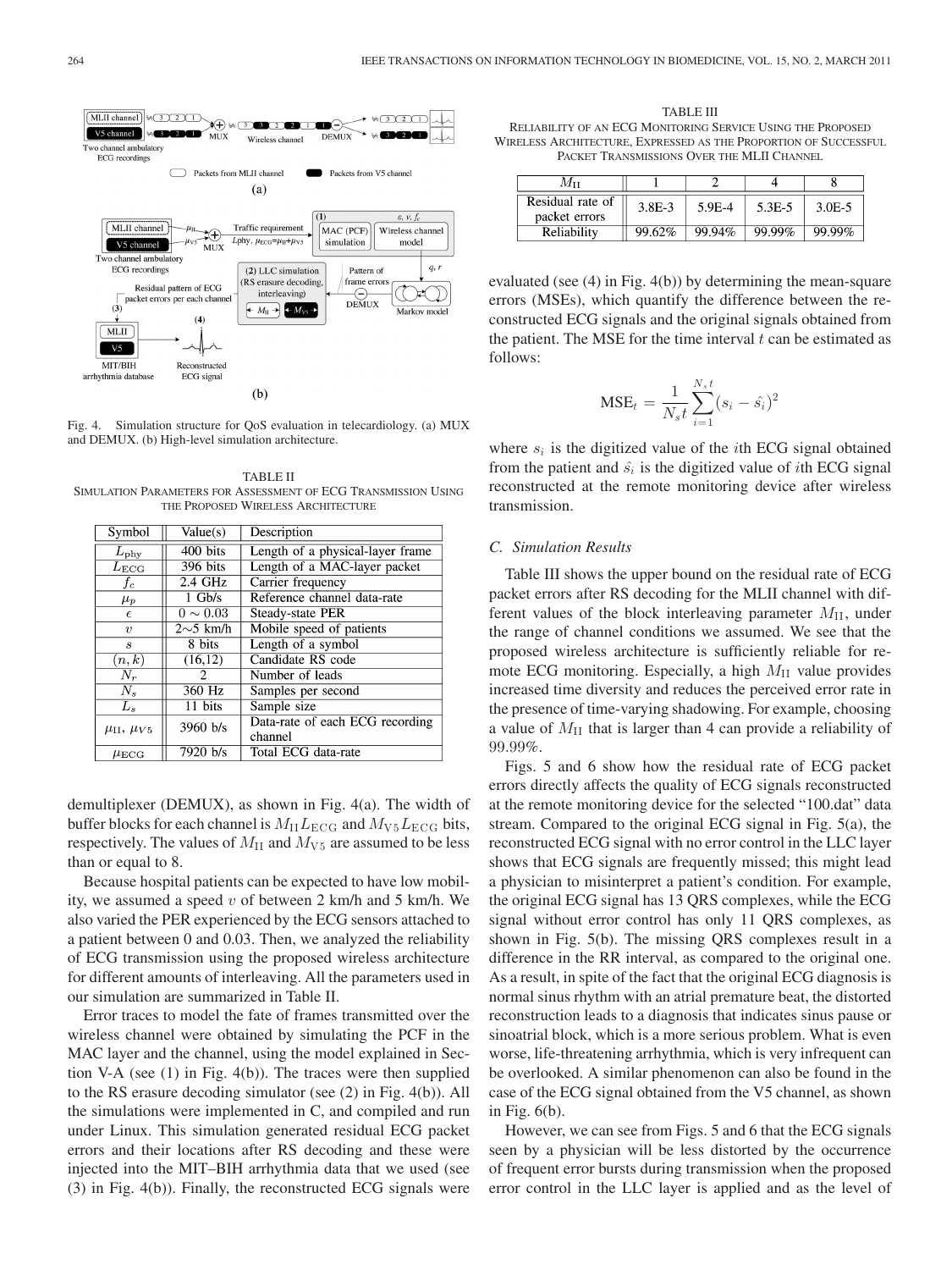Fig. 4. Simulation structure for QoS evaluation in telecardiology. (a) MUX and DEMUX. (b) High-level simulation architecture.

TABLE II
SIMULATION PARAMETERS FOR ASSESSMENT OF ECG TRANSMISSION USING THE PROPOSED WIRELESS ARCHITECTURE

| Symbol | Value(s) | Description |
|---|---|---|
| $L_{\text{phy}}$ | 400 bits | Length of a physical-layer frame |
| $L_{\text{ECG}}$ | 396 bits | Length of a MAC-layer packet |
| $f_c$ | 2.4 GHz | Carrier frequency |
| $\mu_p$ | 1 Gb/s | Reference channel data-rate |
| $\epsilon$ | $0 \sim 0.03$ | Steady-state PER |
| $v$ | 2∼5 km/h | Mobile speed of patients |
| $s$ | 8 bits | Length of a symbol |
| $(n, k)$ | (16,12) | Candidate RS code |
| $N_r$ | 2 | Number of leads |
| $N_s$ | 360 Hz | Samples per second |
| $L_s$ | 11 bits | Sample size |
| $\mu_{\text{II}}$, $\mu_{V5}$ | 3960 b/s | Data-rate of each ECG recording channel |
| $\mu_{\text{ECG}}$ | 7920 b/s | Total ECG data-rate |

demultiplexer (DEMUX), as shown in Fig. 4(a). The width of buffer blocks for each channel is $M_{\text{II}} L_{\text{ECG}}$ and $M_{\text{V5}} L_{\text{ECG}}$ bits, respectively. The values of $M_{\text{II}}$ and $M_{\text{V5}}$ are assumed to be less than or equal to 8.

Because hospital patients can be expected to have low mobility, we assumed a speed $v$ of between 2 km/h and 5 km/h. We also varied the PER experienced by the ECG sensors attached to a patient between 0 and 0.03. Then, we analyzed the reliability of ECG transmission using the proposed wireless architecture for different amounts of interleaving. All the parameters used in our simulation are summarized in Table II.

Error traces to model the fate of frames transmitted over the wireless channel were obtained by simulating the PCF in the MAC layer and the channel, using the model explained in Section V-A (see (1) in Fig. 4(b)). The traces were then supplied to the RS erasure decoding simulator (see (2) in Fig. 4(b)). All the simulations were implemented in C, and compiled and run under Linux. This simulation generated residual ECG packet errors and their locations after RS decoding and these were injected into the MIT–BIH arrhythmia data that we used (see (3) in Fig. 4(b)). Finally, the reconstructed ECG signals were evaluated (see (4) in Fig. 4(b)) by determining the mean-square errors (MSEs), which quantify the difference between the reconstructed ECG signals and the original signals obtained from the patient. The MSE for the time interval $t$ can be estimated as follows:

$$\text{MSE}_t = \frac{1}{N_s t} \sum_{i=1}^{N_s t} (s_i - \hat{s_i})^2$$

where $s_i$ is the digitized value of the $i$th ECG signal obtained from the patient and $\hat{s_i}$ is the digitized value of $i$th ECG signal reconstructed at the remote monitoring device after wireless transmission.

TABLE III
RELIABILITY OF AN ECG MONITORING SERVICE USING THE PROPOSED WIRELESS ARCHITECTURE, EXPRESSED AS THE PROPORTION OF SUCCESSFUL PACKET TRANSMISSIONS OVER THE MLII CHANNEL

| $M_{\text{II}}$ | 1 | 2 | 4 | 8 |
|---|---|---|---|---|
| Residual rate of packet errors | 3.8E-3 | 5.9E-4 | 5.3E-5 | 3.0E-5 |
| Reliability | 99.62% | 99.94% | 99.99% | 99.99% |

### C. Simulation Results

Table III shows the upper bound on the residual rate of ECG packet errors after RS decoding for the MLII channel with different values of the block interleaving parameter $M_{\text{II}}$, under the range of channel conditions we assumed. We see that the proposed wireless architecture is sufficiently reliable for remote ECG monitoring. Especially, a high $M_{\text{II}}$ value provides increased time diversity and reduces the perceived error rate in the presence of time-varying shadowing. For example, choosing a value of $M_{\text{II}}$ that is larger than 4 can provide a reliability of 99.99%.

Figs. 5 and 6 show how the residual rate of ECG packet errors directly affects the quality of ECG signals reconstructed at the remote monitoring device for the selected "100.dat" data stream. Compared to the original ECG signal in Fig. 5(a), the reconstructed ECG signal with no error control in the LLC layer shows that ECG signals are frequently missed; this might lead a physician to misinterpret a patient's condition. For example, the original ECG signal has 13 QRS complexes, while the ECG signal without error control has only 11 QRS complexes, as shown in Fig. 5(b). The missing QRS complexes result in a difference in the RR interval, as compared to the original one. As a result, in spite of the fact that the original ECG diagnosis is normal sinus rhythm with an atrial premature beat, the distorted reconstruction leads to a diagnosis that indicates sinus pause or sinoatrial block, which is a more serious problem. What is even worse, life-threatening arrhythmia, which is very infrequent can be overlooked. A similar phenomenon can also be found in the case of the ECG signal obtained from the V5 channel, as shown in Fig. 6(b).

However, we can see from Figs. 5 and 6 that the ECG signals seen by a physician will be less distorted by the occurrence of frequent error bursts during transmission when the proposed error control in the LLC layer is applied and as the level of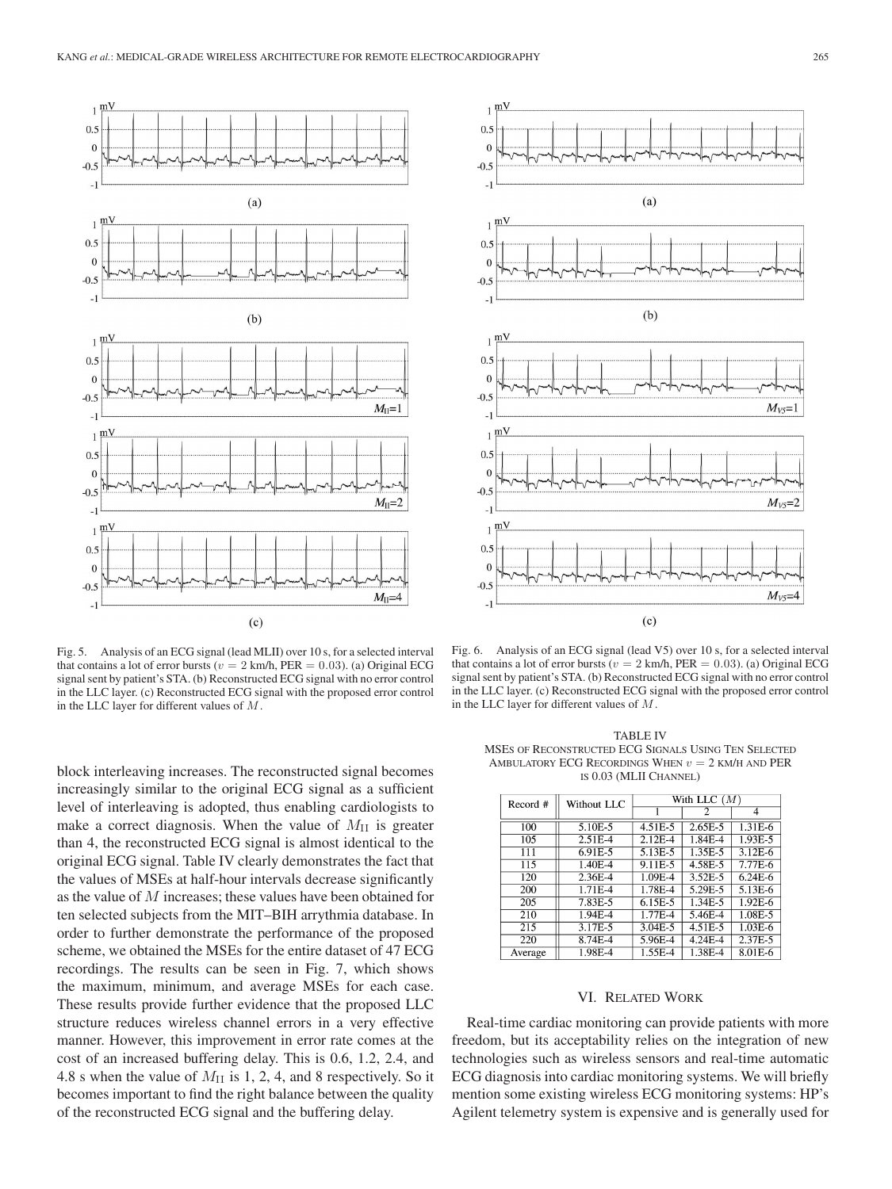Fig. 5. Analysis of an ECG signal (lead MLII) over 10 s, for a selected interval that contains a lot of error bursts ($v = 2$ km/h, PER $= 0.03$). (a) Original ECG signal sent by patient's STA. (b) Reconstructed ECG signal with no error control in the LLC layer. (c) Reconstructed ECG signal with the proposed error control in the LLC layer for different values of $M$.

Fig. 6. Analysis of an ECG signal (lead V5) over 10 s, for a selected interval that contains a lot of error bursts ($v = 2$ km/h, PER $= 0.03$). (a) Original ECG signal sent by patient's STA. (b) Reconstructed ECG signal with no error control in the LLC layer. (c) Reconstructed ECG signal with the proposed error control in the LLC layer for different values of $M$.

block interleaving increases. The reconstructed signal becomes increasingly similar to the original ECG signal as a sufficient level of interleaving is adopted, thus enabling cardiologists to make a correct diagnosis. When the value of $M_{\text{II}}$ is greater than 4, the reconstructed ECG signal is almost identical to the original ECG signal. Table IV clearly demonstrates the fact that the values of MSEs at half-hour intervals decrease significantly as the value of $M$ increases; these values have been obtained for ten selected subjects from the MIT–BIH arrythmia database. In order to further demonstrate the performance of the proposed scheme, we obtained the MSEs for the entire dataset of 47 ECG recordings. The results can be seen in Fig. 7, which shows the maximum, minimum, and average MSEs for each case. These results provide further evidence that the proposed LLC structure reduces wireless channel errors in a very effective manner. However, this improvement in error rate comes at the cost of an increased buffering delay. This is 0.6, 1.2, 2.4, and 4.8 s when the value of $M_{\text{II}}$ is 1, 2, 4, and 8 respectively. So it becomes important to find the right balance between the quality of the reconstructed ECG signal and the buffering delay.

TABLE IV
MSEs of Reconstructed ECG Signals Using Ten Selected Ambulatory ECG Recordings When $v = 2$ km/h and PER is 0.03 (MLII Channel)

| Record # | Without LLC | With LLC ($M$) | | |
|---|---|---|---|---|
| | | 1 | 2 | 4 |
| 100 | 5.10E-5 | 4.51E-5 | 2.65E-5 | 1.31E-6 |
| 105 | 2.51E-4 | 2.12E-4 | 1.84E-4 | 1.93E-5 |
| 111 | 6.91E-5 | 5.13E-5 | 1.35E-5 | 3.12E-6 |
| 115 | 1.40E-4 | 9.11E-5 | 4.58E-5 | 7.77E-6 |
| 120 | 2.36E-4 | 1.09E-4 | 3.52E-5 | 6.24E-6 |
| 200 | 1.71E-4 | 1.78E-4 | 5.29E-5 | 5.13E-6 |
| 205 | 7.83E-5 | 6.15E-5 | 1.34E-5 | 1.92E-6 |
| 210 | 1.94E-4 | 1.77E-4 | 5.46E-4 | 1.08E-5 |
| 215 | 3.17E-5 | 3.04E-5 | 4.51E-5 | 1.03E-6 |
| 220 | 8.74E-4 | 5.96E-4 | 4.24E-4 | 2.37E-5 |
| Average | 1.98E-4 | 1.55E-4 | 1.38E-4 | 8.01E-6 |

## VI. Related Work

Real-time cardiac monitoring can provide patients with more freedom, but its acceptability relies on the integration of new technologies such as wireless sensors and real-time automatic ECG diagnosis into cardiac monitoring systems. We will briefly mention some existing wireless ECG monitoring systems: HP's Agilent telemetry system is expensive and is generally used for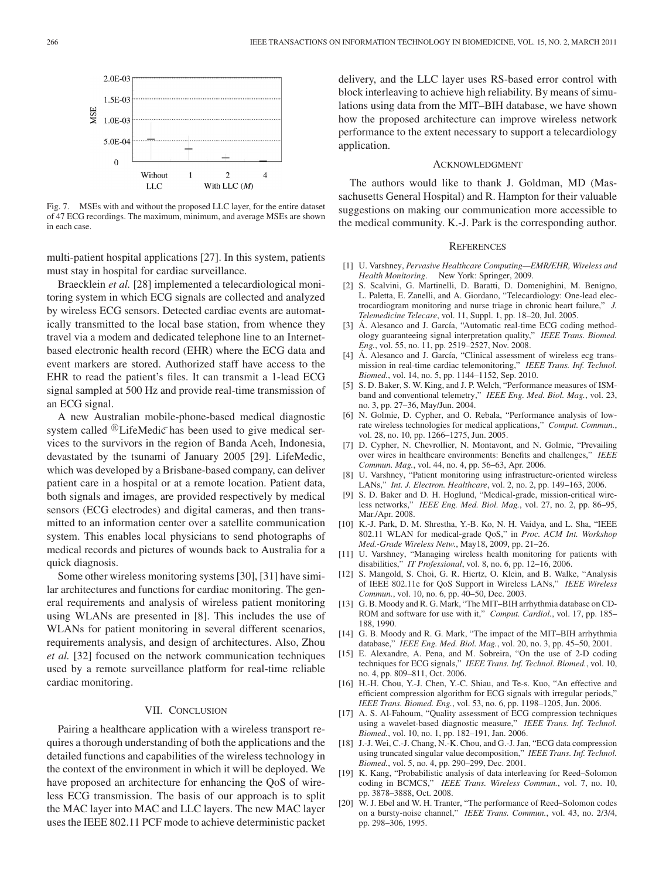Fig. 7. MSEs with and without the proposed LLC layer, for the entire dataset of 47 ECG recordings. The maximum, minimum, and average MSEs are shown in each case.

multi-patient hospital applications [27]. In this system, patients must stay in hospital for cardiac surveillance.

Braecklein *et al.* [28] implemented a telecardiological monitoring system in which ECG signals are collected and analyzed by wireless ECG sensors. Detected cardiac events are automatically transmitted to the local base station, from whence they travel via a modem and dedicated telephone line to an Internet-based electronic health record (EHR) where the ECG data and event markers are stored. Authorized staff have access to the EHR to read the patient's files. It can transmit a 1-lead ECG signal sampled at 500 Hz and provide real-time transmission of an ECG signal.

A new Australian mobile-phone-based medical diagnostic system called ®LifeMedic has been used to give medical services to the survivors in the region of Banda Aceh, Indonesia, devastated by the tsunami of January 2005 [29]. LifeMedic, which was developed by a Brisbane-based company, can deliver patient care in a hospital or at a remote location. Patient data, both signals and images, are provided respectively by medical sensors (ECG electrodes) and digital cameras, and then transmitted to an information center over a satellite communication system. This enables local physicians to send photographs of medical records and pictures of wounds back to Australia for a quick diagnosis.

Some other wireless monitoring systems [30], [31] have similar architectures and functions for cardiac monitoring. The general requirements and analysis of wireless patient monitoring using WLANs are presented in [8]. This includes the use of WLANs for patient monitoring in several different scenarios, requirements analysis, and design of architectures. Also, Zhou *et al.* [32] focused on the network communication techniques used by a remote surveillance platform for real-time reliable cardiac monitoring.

## VII. Conclusion

Pairing a healthcare application with a wireless transport requires a thorough understanding of both the applications and the detailed functions and capabilities of the wireless technology in the context of the environment in which it will be deployed. We have proposed an architecture for enhancing the QoS of wireless ECG transmission. The basis of our approach is to split the MAC layer into MAC and LLC layers. The new MAC layer uses the IEEE 802.11 PCF mode to achieve deterministic packet delivery, and the LLC layer uses RS-based error control with block interleaving to achieve high reliability. By means of simulations using data from the MIT–BIH database, we have shown how the proposed architecture can improve wireless network performance to the extent necessary to support a telecardiology application.

## Acknowledgment

The authors would like to thank J. Goldman, MD (Massachusetts General Hospital) and R. Hampton for their valuable suggestions on making our communication more accessible to the medical community. K.-J. Park is the corresponding author.

## References

[1] U. Varshney, *Pervasive Healthcare Computing—EMR/EHR, Wireless and Health Monitoring*. New York: Springer, 2009.

[2] S. Scalvini, G. Martinelli, D. Baratti, D. Domenighini, M. Benigno, L. Paletta, E. Zanelli, and A. Giordano, "Telecardiology: One-lead electrocardiogram monitoring and nurse triage in chronic heart failure," *J. Telemedicine Telecare*, vol. 11, Suppl. 1, pp. 18–20, Jul. 2005.

[3] Á. Alesanco and J. García, "Automatic real-time ECG coding methodology guaranteeing signal interpretation quality," *IEEE Trans. Biomed. Eng.*, vol. 55, no. 11, pp. 2519–2527, Nov. 2008.

[4] Á. Alesanco and J. García, "Clinical assessment of wireless ecg transmission in real-time cardiac telemonitoring," *IEEE Trans. Inf. Technol. Biomed.*, vol. 14, no. 5, pp. 1144–1152, Sep. 2010.

[5] S. D. Baker, S. W. King, and J. P. Welch, "Performance measures of ISM-band and conventional telemetry," *IEEE Eng. Med. Biol. Mag.*, vol. 23, no. 3, pp. 27–36, May/Jun. 2004.

[6] N. Golmie, D. Cypher, and O. Rebala, "Performance analysis of low-rate wireless technologies for medical applications," *Comput. Commun.*, vol. 28, no. 10, pp. 1266–1275, Jun. 2005.

[7] D. Cypher, N. Chevrollier, N. Montavont, and N. Golmie, "Prevailing over wires in healthcare environments: Benefits and challenges," *IEEE Commun. Mag.*, vol. 44, no. 4, pp. 56–63, Apr. 2006.

[8] U. Varshney, "Patient monitoring using infrastructure-oriented wireless LANs," *Int. J. Electron. Healthcare*, vol. 2, no. 2, pp. 149–163, 2006.

[9] S. D. Baker and D. H. Hoglund, "Medical-grade, mission-critical wireless networks," *IEEE Eng. Med. Biol. Mag.*, vol. 27, no. 2, pp. 86–95, Mar./Apr. 2008.

[10] K.-J. Park, D. M. Shrestha, Y.-B. Ko, N. H. Vaidya, and L. Sha, "IEEE 802.11 WLAN for medical-grade QoS," in *Proc. ACM Int. Workshop Med.-Grade Wireless Netw.*, May18, 2009, pp. 21–26.

[11] U. Varshney, "Managing wireless health monitoring for patients with disabilities," *IT Professional*, vol. 8, no. 6, pp. 12–16, 2006.

[12] S. Mangold, S. Choi, G. R. Hiertz, O. Klein, and B. Walke, "Analysis of IEEE 802.11e for QoS Support in Wireless LANs," *IEEE Wireless Commun.*, vol. 10, no 6, pp. 40–50, Dec. 2003.

[13] G. B. Moody and R. G. Mark, "The MIT–BIH arrhythmia database on CD-ROM and software for use with it," *Comput. Cardiol.*, vol. 17, pp. 185–188, 1990.

[14] G. B. Moody and R. G. Mark, "The impact of the MIT–BIH arrhythmia database," *IEEE Eng. Med. Biol. Mag.*, vol. 20, no. 3, pp. 45–50, 2001.

[15] E. Alexandre, A. Pena, and M. Sobreira, "On the use of 2-D coding techniques for ECG signals," *IEEE Trans. Inf. Technol. Biomed.*, vol. 10, no. 4, pp. 809–811, Oct. 2006.

[16] H.-H. Chou, Y.-J. Chen, Y.-C. Shiau, and Te-s. Kuo, "An effective and efficient compression algorithm for ECG signals with irregular periods," *IEEE Trans. Biomed. Eng.*, vol. 53, no. 6, pp. 1198–1205, Jun. 2006.

[17] A. S. Al-Fahoum, "Quality assessment of ECG compression techniques using a wavelet-based diagnostic measure," *IEEE Trans. Inf. Technol. Biomed.*, vol. 10, no. 1, pp. 182–191, Jan. 2006.

[18] J.-J. Wei, C.-J. Chang, N.-K. Chou, and G.-J. Jan, "ECG data compression using truncated singular value decomposition," *IEEE Trans. Inf. Technol. Biomed.*, vol. 5, no. 4, pp. 290–299, Dec. 2001.

[19] K. Kang, "Probabilistic analysis of data interleaving for Reed–Solomon coding in BCMCS," *IEEE Trans. Wireless Commun.*, vol. 7, no. 10, pp. 3878–3888, Oct. 2008.

[20] W. J. Ebel and W. H. Tranter, "The performance of Reed–Solomon codes on a bursty-noise channel," *IEEE Trans. Commun.*, vol. 43, no. 2/3/4, pp. 298–306, 1995.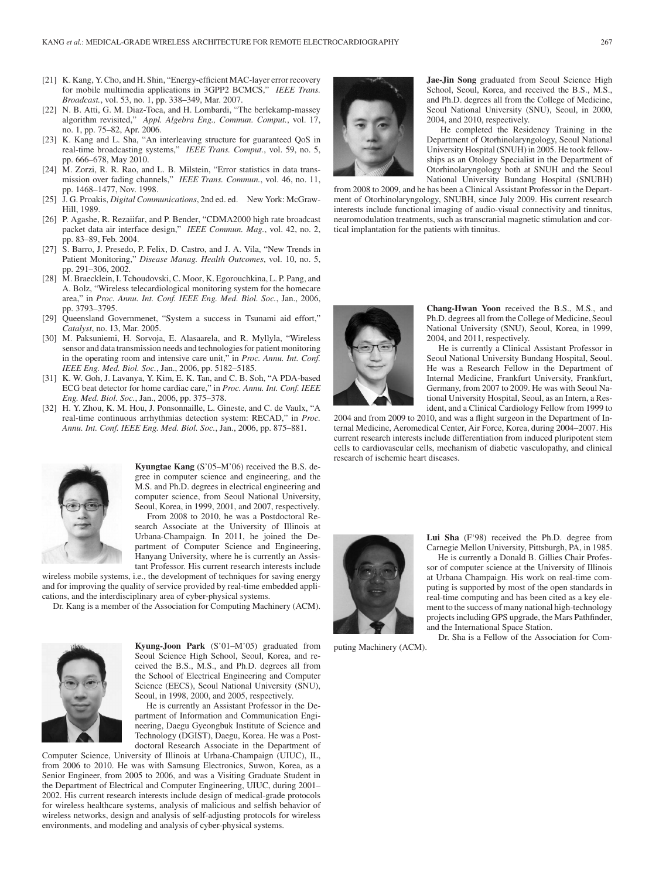[21] K. Kang, Y. Cho, and H. Shin, "Energy-efficient MAC-layer error recovery for mobile multimedia applications in 3GPP2 BCMCS," *IEEE Trans. Broadcast.*, vol. 53, no. 1, pp. 338–349, Mar. 2007.

[22] N. B. Atti, G. M. Diaz-Toca, and H. Lombardi, "The berlekamp-massey algorithm revisited," *Appl. Algebra Eng., Commun. Comput.*, vol. 17, no. 1, pp. 75–82, Apr. 2006.

[23] K. Kang and L. Sha, "An interleaving structure for guaranteed QoS in real-time broadcasting systems," *IEEE Trans. Comput.*, vol. 59, no. 5, pp. 666–678, May 2010.

[24] M. Zorzi, R. R. Rao, and L. B. Milstein, "Error statistics in data transmission over fading channels," *IEEE Trans. Commun.*, vol. 46, no. 11, pp. 1468–1477, Nov. 1998.

[25] J. G. Proakis, *Digital Communications*, 2nd ed. ed. New York: McGraw-Hill, 1989.

[26] P. Agashe, R. Rezaiifar, and P. Bender, "CDMA2000 high rate broadcast packet data air interface design," *IEEE Commun. Mag.*, vol. 42, no. 2, pp. 83–89, Feb. 2004.

[27] S. Barro, J. Presedo, P. Felix, D. Castro, and J. A. Vila, "New Trends in Patient Monitoring," *Disease Manag. Health Outcomes*, vol. 10, no. 5, pp. 291–306, 2002.

[28] M. Braecklein, I. Tchoudovski, C. Moor, K. Egorouchkina, L. P. Pang, and A. Bolz, "Wireless telecardiological monitoring system for the homecare area," in *Proc. Annu. Int. Conf. IEEE Eng. Med. Biol. Soc.*, Jan., 2006, pp. 3793–3795.

[29] Queensland Governmenet, "System a success in Tsunami aid effort," *Catalyst*, no. 13, Mar. 2005.

[30] M. Paksuniemi, H. Sorvoja, E. Alasaarela, and R. Myllyla, "Wireless sensor and data transmission needs and technologies for patient monitoring in the operating room and intensive care unit," in *Proc. Annu. Int. Conf. IEEE Eng. Med. Biol. Soc.*, Jan., 2006, pp. 5182–5185.

[31] K. W. Goh, J. Lavanya, Y. Kim, E. K. Tan, and C. B. Soh, "A PDA-based ECG beat detector for home cardiac care," in *Proc. Annu. Int. Conf. IEEE Eng. Med. Biol. Soc.*, Jan., 2006, pp. 375–378.

[32] H. Y. Zhou, K. M. Hou, J. Ponsonnaille, L. Gineste, and C. de Vaulx, "A real-time continuous arrhythmias detection system: RECAD," in *Proc. Annu. Int. Conf. IEEE Eng. Med. Biol. Soc.*, Jan., 2006, pp. 875–881.

**Kyungtae Kang** (S'05–M'06) received the B.S. degree in computer science and engineering, and the M.S. and Ph.D. degrees in electrical engineering and computer science, from Seoul National University, Seoul, Korea, in 1999, 2001, and 2007, respectively.

From 2008 to 2010, he was a Postdoctoral Research Associate at the University of Illinois at Urbana-Champaign. In 2011, he joined the Department of Computer Science and Engineering, Hanyang University, where he is currently an Assistant Professor. His current research interests include wireless mobile systems, i.e., the development of techniques for saving energy and for improving the quality of service provided by real-time embedded applications, and the interdisciplinary area of cyber-physical systems.

Dr. Kang is a member of the Association for Computing Machinery (ACM).

**Kyung-Joon Park** (S'01–M'05) graduated from Seoul Science High School, Seoul, Korea, and received the B.S., M.S., and Ph.D. degrees all from the School of Electrical Engineering and Computer Science (EECS), Seoul National University (SNU), Seoul, in 1998, 2000, and 2005, respectively.

He is currently an Assistant Professor in the Department of Information and Communication Engineering, Daegu Gyeongbuk Institute of Science and Technology (DGIST), Daegu, Korea. He was a Postdoctoral Research Associate in the Department of Computer Science, University of Illinois at Urbana-Champaign (UIUC), IL, from 2006 to 2010. He was with Samsung Electronics, Suwon, Korea, as a Senior Engineer, from 2005 to 2006, and was a Visiting Graduate Student in the Department of Electrical and Computer Engineering, UIUC, during 2001–2002. His current research interests include design of medical-grade protocols for wireless healthcare systems, analysis of malicious and selfish behavior of wireless networks, design and analysis of self-adjusting protocols for wireless environments, and modeling and analysis of cyber-physical systems.

**Jae-Jin Song** graduated from Seoul Science High School, Seoul, Korea, and received the B.S., M.S., and Ph.D. degrees all from the College of Medicine, Seoul National University (SNU), Seoul, in 2000, 2004, and 2010, respectively.

He completed the Residency Training in the Department of Otorhinolaryngology, Seoul National University Hospital (SNUH) in 2005. He took fellowships as an Otology Specialist in the Department of Otorhinolaryngology both at SNUH and the Seoul National University Bundang Hospital (SNUBH) from 2008 to 2009, and he has been a Clinical Assistant Professor in the Department of Otorhinolaryngology, SNUBH, since July 2009. His current research interests include functional imaging of audio-visual connectivity and tinnitus, neuromodulation treatments, such as transcranial magnetic stimulation and cortical implantation for the patients with tinnitus.

**Chang-Hwan Yoon** received the B.S., M.S., and Ph.D. degrees all from the College of Medicine, Seoul National University (SNU), Seoul, Korea, in 1999, 2004, and 2011, respectively.

He is currently a Clinical Assistant Professor in Seoul National University Bundang Hospital, Seoul. He was a Research Fellow in the Department of Internal Medicine, Frankfurt University, Frankfurt, Germany, from 2007 to 2009. He was with Seoul National University Hospital, Seoul, as an Intern, a Resident, and a Clinical Cardiology Fellow from 1999 to 2004 and from 2009 to 2010, and was a flight surgeon in the Department of Internal Medicine, Aeromedical Center, Air Force, Korea, during 2004–2007. His current research interests include differentiation from induced pluripotent stem cells to cardiovascular cells, mechanism of diabetic vasculopathy, and clinical research of ischemic heart diseases.

**Lui Sha** (F'98) received the Ph.D. degree from Carnegie Mellon University, Pittsburgh, PA, in 1985.

He is currently a Donald B. Gillies Chair Professor of computer science at the University of Illinois at Urbana Champaign. His work on real-time computing is supported by most of the open standards in real-time computing and has been cited as a key element to the success of many national high-technology projects including GPS upgrade, the Mars Pathfinder, and the International Space Station.

Dr. Sha is a Fellow of the Association for Computing Machinery (ACM).